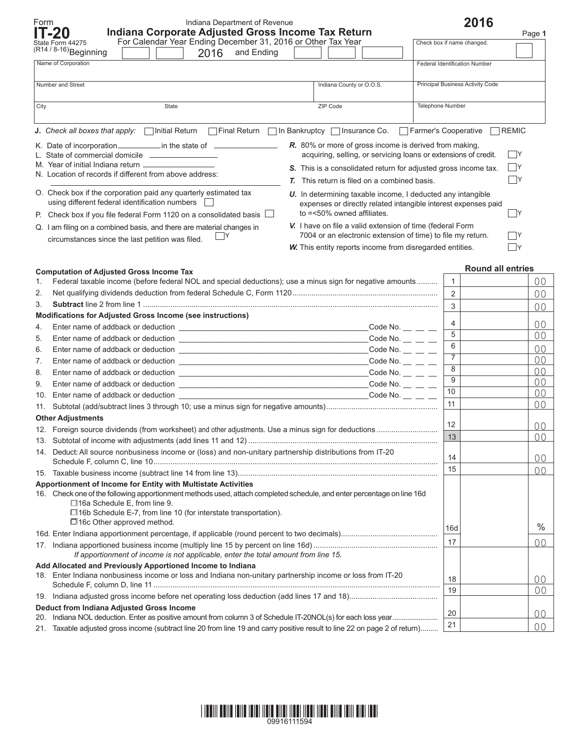Form **IT-20**
State Form 44275
(R14 / 8-16)

Indiana Department of Revenue

# Indiana Corporate Adjusted Gross Income Tax Return

**2016**

For Calendar Year Ending December 31, 2016 or Other Tax Year Beginning ______ 2016 and Ending ______

Check box if name changed. ☐

| Name of Corporation | | Federal Identification Number |
|---|---|---|
| Number and Street | Indiana County or O.O.S. | Principal Business Activity Code |
| City State | ZIP Code | Telephone Number |

**J.** *Check all boxes that apply:* ☐ Initial Return ☐ Final Return ☐ In Bankruptcy ☐ Insurance Co. ☐ Farmer's Cooperative ☐ REMIC

K. Date of incorporation__________ in the state of __________

L. State of commercial domicile __________

M. Year of initial Indiana return __________

N. Location of records if different from above address: __________

O. Check box if the corporation paid any quarterly estimated tax using different federal identification numbers ☐

P. Check box if you file federal Form 1120 on a consolidated basis ☐

Q. I am filing on a combined basis, and there are material changes in circumstances since the last petition was filed. ☐Y

***R.*** 80% or more of gross income is derived from making, acquiring, selling, or servicing loans or extensions of credit. ☐Y

***S.*** This is a consolidated return for adjusted gross income tax. ☐Y

***T.*** This return is filed on a combined basis. ☐Y

***U.*** In determining taxable income, I deducted any intangible expenses or directly related intangible interest expenses paid to =<50% owned affiliates. ☐Y

***V.*** I have on file a valid extension of time (federal Form 7004 or an electronic extension of time) to file my return. ☐Y

***W.*** This entity reports income from disregarded entities. ☐Y

**Round all entries**

| Line | Description | No. | Amount |
|---|---|---|---|
| | **Computation of Adjusted Gross Income Tax** | | |
| 1. | Federal taxable income (before federal NOL and special deductions); use a minus sign for negative amounts | 1 | 00 |
| 2. | Net qualifying dividends deduction from federal Schedule C, Form 1120 | 2 | 00 |
| 3. | **Subtract** line 2 from line 1 | 3 | 00 |
| | **Modifications for Adjusted Gross Income (see instructions)** | | |
| 4. | Enter name of addback or deduction ______ Code No. __ __ __ | 4 | 00 |
| 5. | Enter name of addback or deduction ______ Code No. __ __ __ | 5 | 00 |
| 6. | Enter name of addback or deduction ______ Code No. __ __ __ | 6 | 00 |
| 7. | Enter name of addback or deduction ______ Code No. __ __ __ | 7 | 00 |
| 8. | Enter name of addback or deduction ______ Code No. __ __ __ | 8 | 00 |
| 9. | Enter name of addback or deduction ______ Code No. __ __ __ | 9 | 00 |
| 10. | Enter name of addback or deduction ______ Code No. __ __ __ | 10 | 00 |
| 11. | Subtotal (add/subtract lines 3 through 10; use a minus sign for negative amounts) | 11 | 00 |
| | **Other Adjustments** | | |
| 12. | Foreign source dividends (from worksheet) and other adjustments. Use a minus sign for deductions | 12 | 00 |
| 13. | Subtotal of income with adjustments (add lines 11 and 12) | 13 | 00 |
| 14. | Deduct: All source nonbusiness income or (loss) and non-unitary partnership distributions from IT-20 Schedule F, column C, line 10 | 14 | 00 |
| 15. | Taxable business income (subtract line 14 from line 13) | 15 | 00 |
| | **Apportionment of Income for Entity with Multistate Activities** | | |
| 16. | Check one of the following apportionment methods used, attach completed schedule, and enter percentage on line 16d<br>☐16a Schedule E, from line 9.<br>☐16b Schedule E-7, from line 10 (for interstate transportation).<br>☐16c Other approved method. | | |
| 16d. | Enter Indiana apportionment percentage, if applicable (round percent to two decimals) | 16d | % |
| 17. | Indiana apportioned business income (multiply line 15 by percent on line 16d)<br>*If apportionment of income is not applicable, enter the total amount from line 15.* | 17 | 00 |
| | **Add Allocated and Previously Apportioned Income to Indiana** | | |
| 18. | Enter Indiana nonbusiness income or loss and Indiana non-unitary partnership income or loss from IT-20 Schedule F, column D, line 11 | 18 | 00 |
| 19. | Indiana adjusted gross income before net operating loss deduction (add lines 17 and 18) | 19 | 00 |
| | **Deduct from Indiana Adjusted Gross Income** | | |
| 20. | Indiana NOL deduction. Enter as positive amount from column 3 of Schedule IT-20NOL(s) for each loss year | 20 | 00 |
| 21. | Taxable adjusted gross income (subtract line 20 from line 19 and carry positive result to line 22 on page 2 of return) | 21 | 00 |

09916111594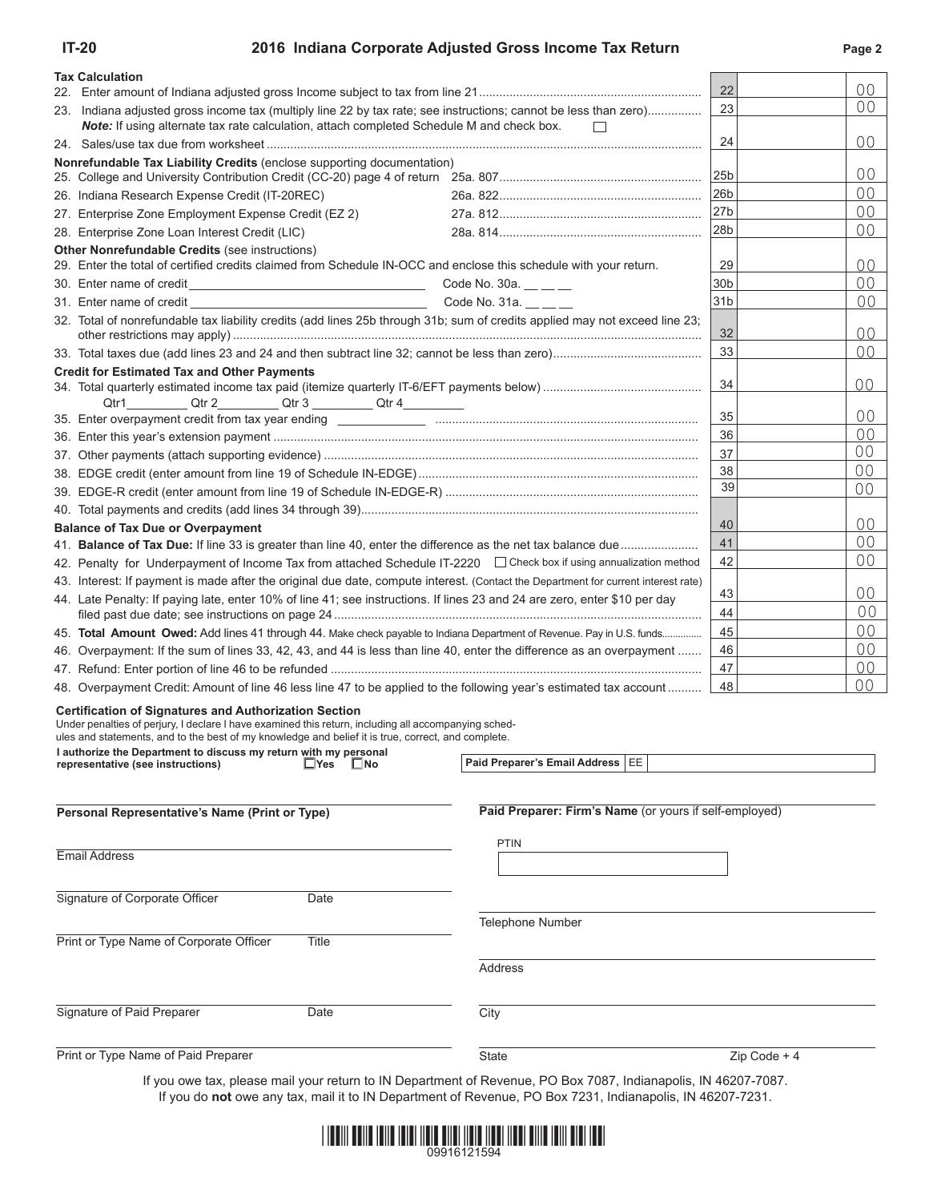**IT-20** **2016 Indiana Corporate Adjusted Gross Income Tax Return** **Page 2**

**Tax Calculation**

| | | |
|---|---|---|
| 22. Enter amount of Indiana adjusted gross Income subject to tax from line 21 | 22 | 00 |
| 23. Indiana adjusted gross income tax (multiply line 22 by tax rate; see instructions; cannot be less than zero) *Note:* If using alternate tax rate calculation, attach completed Schedule M and check box. ☐ | 23 | 00 |
| 24. Sales/use tax due from worksheet | 24 | 00 |

**Nonrefundable Tax Liability Credits** (enclose supporting documentation)

| | | |
|---|---|---|
| 25. College and University Contribution Credit (CC-20) page 4 of return 25a. 807 | 25b | 00 |
| 26. Indiana Research Expense Credit (IT-20REC) 26a. 822 | 26b | 00 |
| 27. Enterprise Zone Employment Expense Credit (EZ 2) 27a. 812 | 27b | 00 |
| 28. Enterprise Zone Loan Interest Credit (LIC) 28a. 814 | 28b | 00 |

**Other Nonrefundable Credits** (see instructions)

| | | |
|---|---|---|
| 29. Enter the total of certified credits claimed from Schedule IN-OCC and enclose this schedule with your return. | 29 | 00 |
| 30. Enter name of credit ____________ Code No. 30a. __ __ __ | 30b | 00 |
| 31. Enter name of credit ____________ Code No. 31a. __ __ __ | 31b | 00 |
| 32. Total of nonrefundable tax liability credits (add lines 25b through 31b; sum of credits applied may not exceed line 23; other restrictions may apply) | 32 | 00 |
| 33. Total taxes due (add lines 23 and 24 and then subtract line 32; cannot be less than zero) | 33 | 00 |

**Credit for Estimated Tax and Other Payments**

| | | |
|---|---|---|
| 34. Total quarterly estimated income tax paid (itemize quarterly IT-6/EFT payments below) Qtr1_________ Qtr 2_________ Qtr 3 _________ Qtr 4_________ | 34 | 00 |
| 35. Enter overpayment credit from tax year ending _____________ | 35 | 00 |
| 36. Enter this year's extension payment | 36 | 00 |
| 37. Other payments (attach supporting evidence) | 37 | 00 |
| 38. EDGE credit (enter amount from line 19 of Schedule IN-EDGE) | 38 | 00 |
| 39. EDGE-R credit (enter amount from line 19 of Schedule IN-EDGE-R) | 39 | 00 |
| 40. Total payments and credits (add lines 34 through 39) | 40 | 00 |

**Balance of Tax Due or Overpayment**

| | | |
|---|---|---|
| 41. **Balance of Tax Due:** If line 33 is greater than line 40, enter the difference as the net tax balance due | 41 | 00 |
| 42. Penalty for Underpayment of Income Tax from attached Schedule IT-2220 ☐ Check box if using annualization method | 42 | 00 |
| 43. Interest: If payment is made after the original due date, compute interest. (Contact the Department for current interest rate) | 43 | 00 |
| 44. Late Penalty: If paying late, enter 10% of line 41; see instructions. If lines 23 and 24 are zero, enter $10 per day filed past due date; see instructions on page 24 | 44 | 00 |
| 45. **Total Amount Owed:** Add lines 41 through 44. Make check payable to Indiana Department of Revenue. Pay in U.S. funds. | 45 | 00 |
| 46. Overpayment: If the sum of lines 33, 42, 43, and 44 is less than line 40, enter the difference as an overpayment | 46 | 00 |
| 47. Refund: Enter portion of line 46 to be refunded | 47 | 00 |
| 48. Overpayment Credit: Amount of line 46 less line 47 to be applied to the following year's estimated tax account | 48 | 00 |

**Certification of Signatures and Authorization Section**

Under penalties of perjury, I declare I have examined this return, including all accompanying schedules and statements, and to the best of my knowledge and belief it is true, correct, and complete.

**I authorize the Department to discuss my return with my personal representative (see instructions)** ☐Yes ☐No

**Paid Preparer's Email Address** EE

**Personal Representative's Name (Print or Type)**

Email Address

Signature of Corporate Officer Date

Print or Type Name of Corporate Officer Title

Signature of Paid Preparer Date

Print or Type Name of Paid Preparer

**Paid Preparer: Firm's Name** (or yours if self-employed)

PTIN

Telephone Number

Address

City

State Zip Code + 4

If you owe tax, please mail your return to IN Department of Revenue, PO Box 7087, Indianapolis, IN 46207-7087.
If you do **not** owe any tax, mail it to IN Department of Revenue, PO Box 7231, Indianapolis, IN 46207-7231.

09916121594